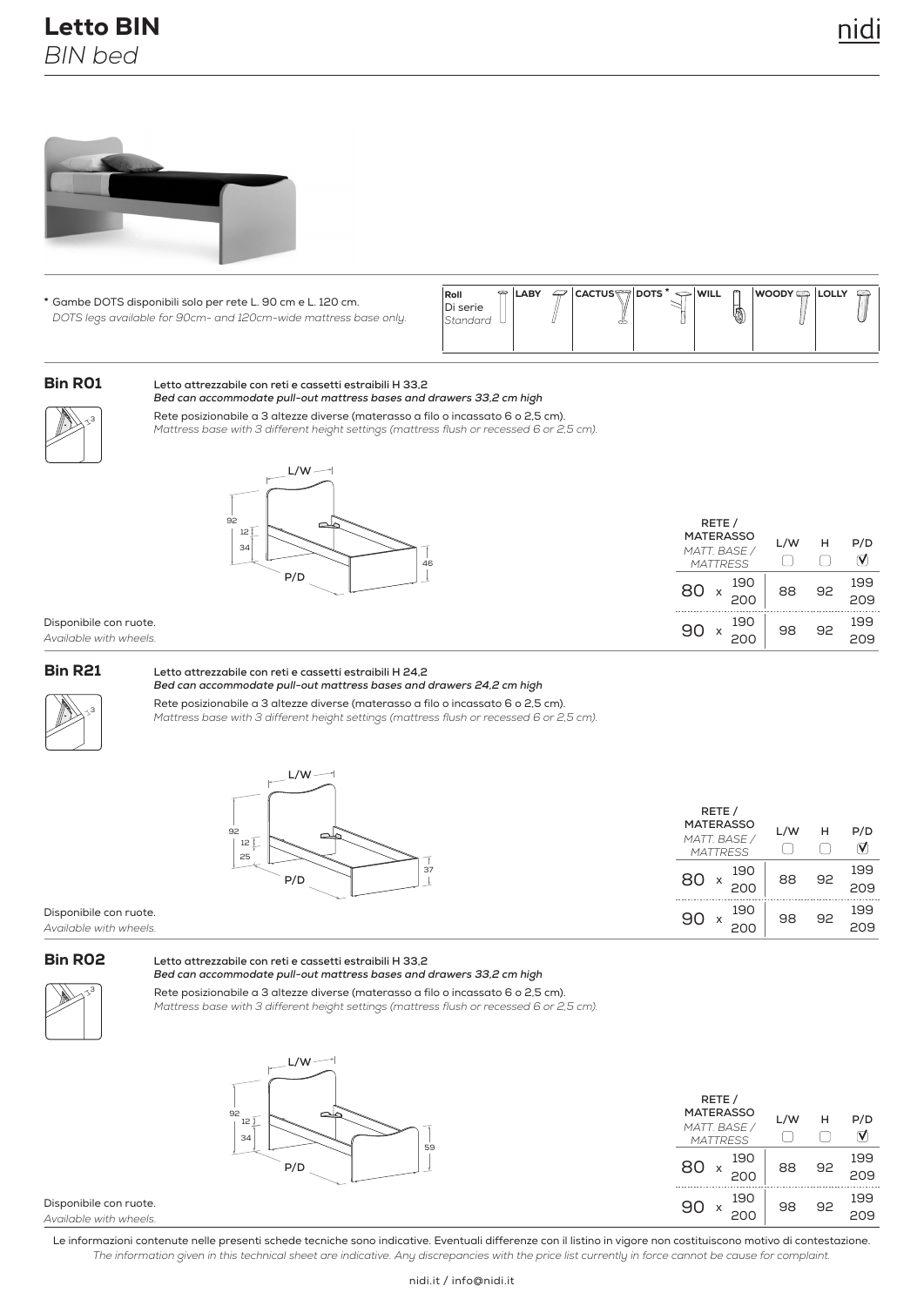# Letto BIN
*BIN bed*

\* Gambe DOTS disponibili solo per rete L. 90 cm e L. 120 cm.
*DOTS legs available for 90cm- and 120cm-wide mattress base only.*

| Roll Di serie *Standard* | LABY | CACTUS | DOTS * | WILL | WOODY | LOLLY |
|---|---|---|---|---|---|---|

## Bin R01

**Letto attrezzabile con reti e cassetti estraibili H 33,2**
***Bed can accommodate pull-out mattress bases and drawers 33,2 cm high***

Rete posizionabile a 3 altezze diverse (materasso a filo o incassato 6 o 2,5 cm).
*Mattress base with 3 different height settings (mattress flush or recessed 6 or 2,5 cm).*

| RETE / MATERASSO *MATT. BASE / MATTRESS* | L/W | H | P/D |
|---|---|---|---|
| 80 x 190 / 200 | 88 | 92 | 199 / 209 |
| 90 x 190 / 200 | 98 | 92 | 199 / 209 |

Disponibile con ruote.
*Available with wheels.*

## Bin R21

**Letto attrezzabile con reti e cassetti estraibili H 24,2**
***Bed can accommodate pull-out mattress bases and drawers 24,2 cm high***

Rete posizionabile a 3 altezze diverse (materasso a filo o incassato 6 o 2,5 cm).
*Mattress base with 3 different height settings (mattress flush or recessed 6 or 2,5 cm).*

| RETE / MATERASSO *MATT. BASE / MATTRESS* | L/W | H | P/D |
|---|---|---|---|
| 80 x 190 / 200 | 88 | 92 | 199 / 209 |
| 90 x 190 / 200 | 98 | 92 | 199 / 209 |

Disponibile con ruote.
*Available with wheels.*

## Bin R02

**Letto attrezzabile con reti e cassetti estraibili H 33,2**
***Bed can accommodate pull-out mattress bases and drawers 33,2 cm high***

Rete posizionabile a 3 altezze diverse (materasso a filo o incassato 6 o 2,5 cm).
*Mattress base with 3 different height settings (mattress flush or recessed 6 or 2,5 cm).*

| RETE / MATERASSO *MATT. BASE / MATTRESS* | L/W | H | P/D |
|---|---|---|---|
| 80 x 190 / 200 | 88 | 92 | 199 / 209 |
| 90 x 190 / 200 | 98 | 92 | 199 / 209 |

Disponibile con ruote.
*Available with wheels.*

Le informazioni contenute nelle presenti schede tecniche sono indicative. Eventuali differenze con il listino in vigore non costituiscono motivo di contestazione.
*The information given in this technical sheet are indicative. Any discrepancies with the price list currently in force cannot be cause for complaint.*

nidi.it / info@nidi.it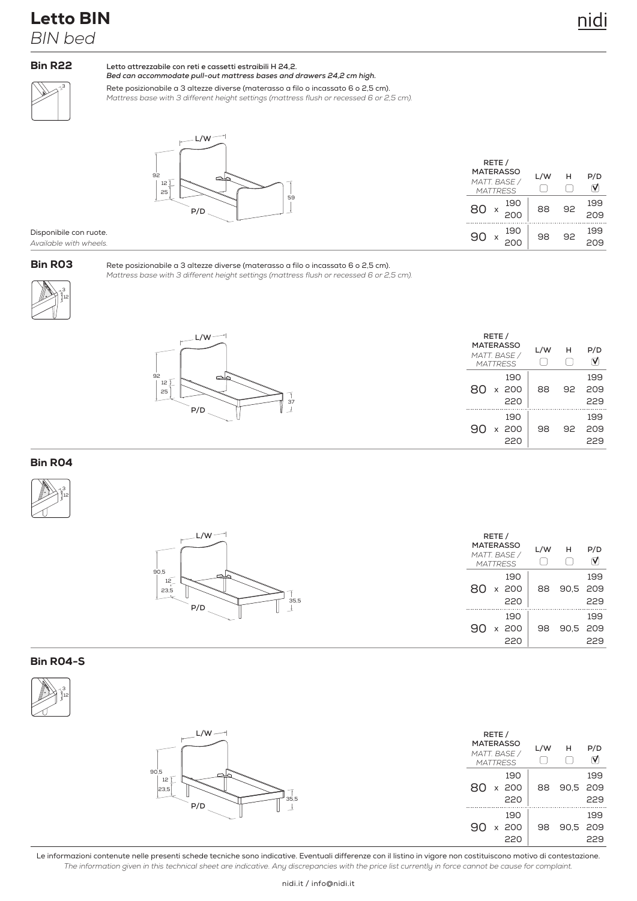# Letto BIN

*BIN bed*

## Bin R22

**Letto attrezzabile con reti e cassetti estraibili H 24,2.**
***Bed can accommodate pull-out mattress bases and drawers 24,2 cm high.***

Rete posizionabile a 3 altezze diverse (materasso a filo o incassato 6 o 2,5 cm).
*Mattress base with 3 different height settings (mattress flush or recessed 6 or 2,5 cm).*

| RETE / MATERASSO *MATT. BASE / MATTRESS* | L/W | H | P/D |
|---|---|---|---|
| 80 x 190 | 88 | 92 | 199 |
| 80 x 200 | | | 209 |
| 90 x 190 | 98 | 92 | 199 |
| 90 x 200 | | | 209 |

Disponibile con ruote.
*Available with wheels.*

## Bin R03

Rete posizionabile a 3 altezze diverse (materasso a filo o incassato 6 o 2,5 cm).
*Mattress base with 3 different height settings (mattress flush or recessed 6 or 2,5 cm).*

| RETE / MATERASSO *MATT. BASE / MATTRESS* | L/W | H | P/D |
|---|---|---|---|
| 80 x 190 | 88 | 92 | 199 |
| 80 x 200 | | | 209 |
| 80 x 220 | | | 229 |
| 90 x 190 | 98 | 92 | 199 |
| 90 x 200 | | | 209 |
| 90 x 220 | | | 229 |

## Bin R04

| RETE / MATERASSO *MATT. BASE / MATTRESS* | L/W | H | P/D |
|---|---|---|---|
| 80 x 190 | 88 | 90,5 | 199 |
| 80 x 200 | | | 209 |
| 80 x 220 | | | 229 |
| 90 x 190 | 98 | 90,5 | 199 |
| 90 x 200 | | | 209 |
| 90 x 220 | | | 229 |

## Bin R04-S

| RETE / MATERASSO *MATT. BASE / MATTRESS* | L/W | H | P/D |
|---|---|---|---|
| 80 x 190 | 88 | 90,5 | 199 |
| 80 x 200 | | | 209 |
| 80 x 220 | | | 229 |
| 90 x 190 | 98 | 90,5 | 199 |
| 90 x 200 | | | 209 |
| 90 x 220 | | | 229 |

Le informazioni contenute nelle presenti schede tecniche sono indicative. Eventuali differenze con il listino in vigore non costituiscono motivo di contestazione.
*The information given in this technical sheet are indicative. Any discrepancies with the price list currently in force cannot be cause for complaint.*

nidi.it / info@nidi.it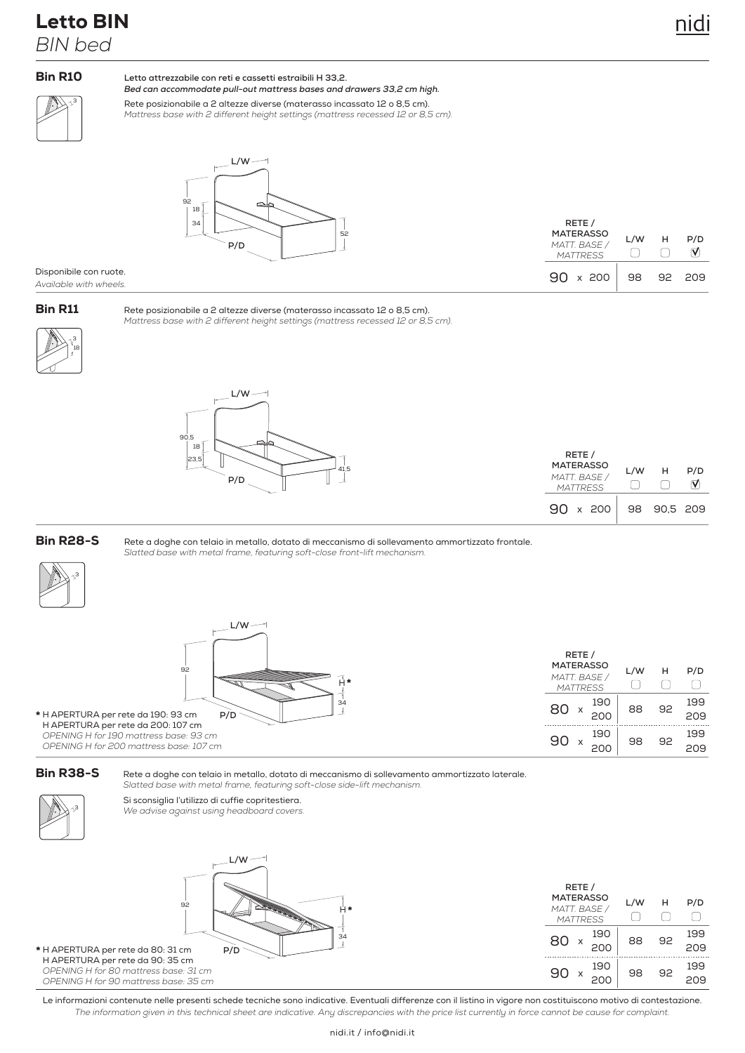# Letto BIN

*BIN bed*

## Bin R10

**Letto attrezzabile con reti e cassetti estraibili H 33,2.**
***Bed can accommodate pull-out mattress bases and drawers 33,2 cm high.***

Rete posizionabile a 2 altezze diverse (materasso incassato 12 o 8,5 cm).
*Mattress base with 2 different height settings (mattress recessed 12 or 8,5 cm).*

L/W
92
18
34
52
P/D

| RETE / MATERASSO *MATT. BASE / MATTRESS* | L/W | H | P/D ✓ |
|---|---|---|---|
| 90 x 200 | 98 | 92 | 209 |

Disponibile con ruote.
*Available with wheels.*

## Bin R11

Rete posizionabile a 2 altezze diverse (materasso incassato 12 o 8,5 cm).
*Mattress base with 2 different height settings (mattress recessed 12 or 8,5 cm).*

L/W
90,5
18
23,5
41,5
P/D

| RETE / MATERASSO *MATT. BASE / MATTRESS* | L/W | H | P/D ✓ |
|---|---|---|---|
| 90 x 200 | 98 | 90,5 | 209 |

## Bin R28-S

Rete a doghe con telaio in metallo, dotato di meccanismo di sollevamento ammortizzato frontale.
*Slatted base with metal frame, featuring soft-close front-lift mechanism.*

L/W
92
H*
34
P/D

\* H APERTURA per rete da 190: 93 cm
H APERTURA per rete da 200: 107 cm
*OPENING H for 190 mattress base: 93 cm*
*OPENING H for 200 mattress base: 107 cm*

| RETE / MATERASSO *MATT. BASE / MATTRESS* | L/W | H | P/D |
|---|---|---|---|
| 80 x 190 | 88 | 92 | 199 |
| 80 x 200 | | | 209 |
| 90 x 190 | 98 | 92 | 199 |
| 90 x 200 | | | 209 |

## Bin R38-S

Rete a doghe con telaio in metallo, dotato di meccanismo di sollevamento ammortizzato laterale.
*Slatted base with metal frame, featuring soft-close side-lift mechanism.*

Si sconsiglia l'utilizzo di cuffie copritestiera.
*We advise against using headboard covers.*

L/W
92
H*
34
P/D

\* H APERTURA per rete da 80: 31 cm
H APERTURA per rete da 90: 35 cm
*OPENING H for 80 mattress base: 31 cm*
*OPENING H for 90 mattress base: 35 cm*

| RETE / MATERASSO *MATT. BASE / MATTRESS* | L/W | H | P/D |
|---|---|---|---|
| 80 x 190 | 88 | 92 | 199 |
| 80 x 200 | | | 209 |
| 90 x 190 | 98 | 92 | 199 |
| 90 x 200 | | | 209 |

Le informazioni contenute nelle presenti schede tecniche sono indicative. Eventuali differenze con il listino in vigore non costituiscono motivo di contestazione.
*The information given in this technical sheet are indicative. Any discrepancies with the price list currently in force cannot be cause for complaint.*

nidi.it / info@nidi.it